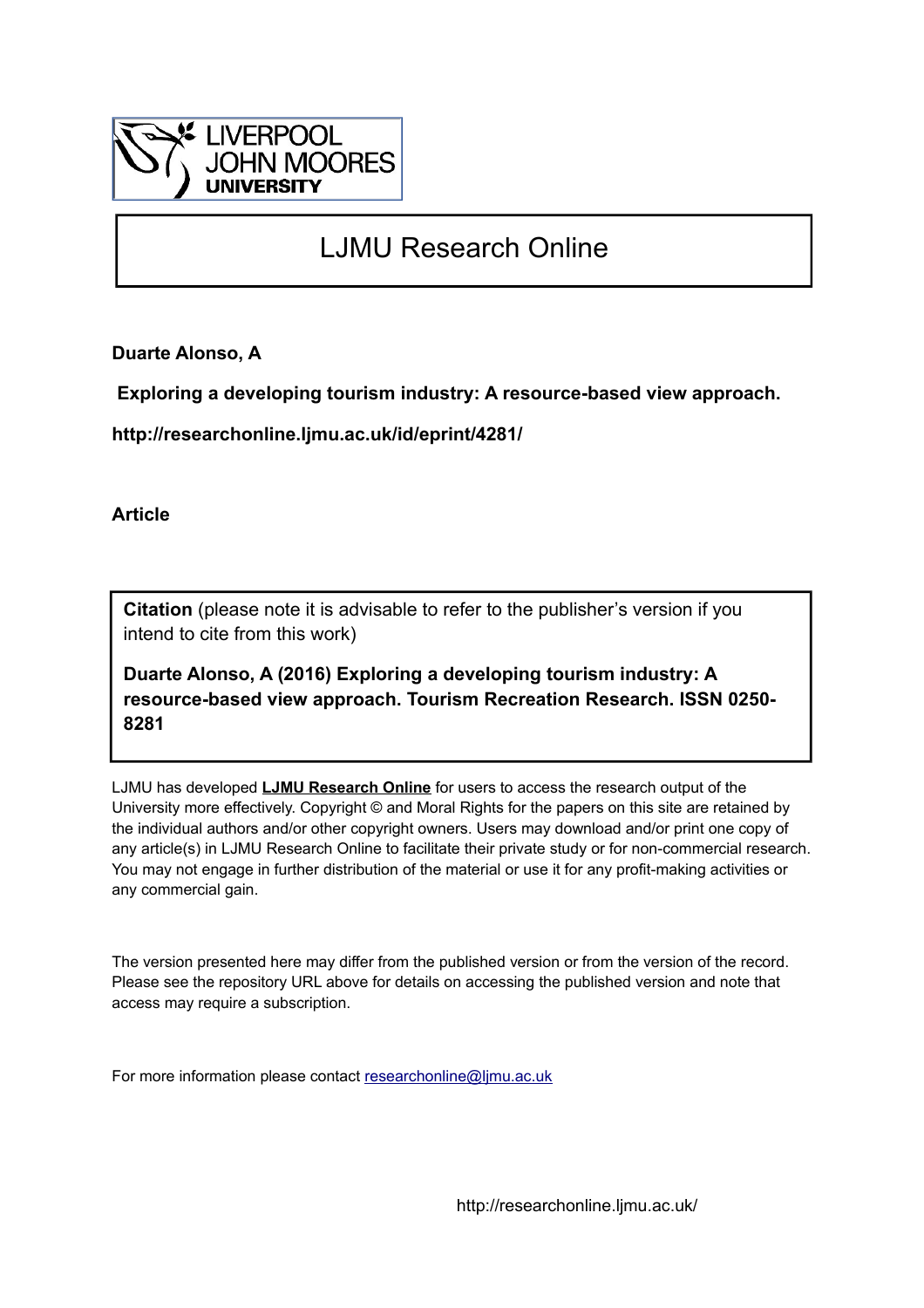# LJMU Research Online

**Duarte Alonso, A**

**Exploring a developing tourism industry: A resource-based view approach.**

**http://researchonline.ljmu.ac.uk/id/eprint/4281/**

**Article**

**Citation** (please note it is advisable to refer to the publisher's version if you intend to cite from this work)

**Duarte Alonso, A (2016) Exploring a developing tourism industry: A resource-based view approach. Tourism Recreation Research. ISSN 0250-8281**

LJMU has developed **LJMU Research Online** for users to access the research output of the University more effectively. Copyright © and Moral Rights for the papers on this site are retained by the individual authors and/or other copyright owners. Users may download and/or print one copy of any article(s) in LJMU Research Online to facilitate their private study or for non-commercial research. You may not engage in further distribution of the material or use it for any profit-making activities or any commercial gain.

The version presented here may differ from the published version or from the version of the record. Please see the repository URL above for details on accessing the published version and note that access may require a subscription.

For more information please contact researchonline@ljmu.ac.uk

http://researchonline.ljmu.ac.uk/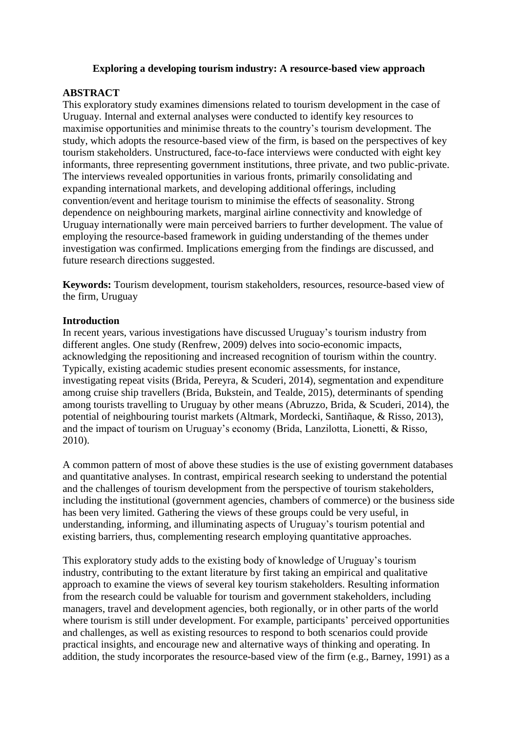**Exploring a developing tourism industry: A resource-based view approach**

## ABSTRACT

This exploratory study examines dimensions related to tourism development in the case of Uruguay. Internal and external analyses were conducted to identify key resources to maximise opportunities and minimise threats to the country's tourism development. The study, which adopts the resource-based view of the firm, is based on the perspectives of key tourism stakeholders. Unstructured, face-to-face interviews were conducted with eight key informants, three representing government institutions, three private, and two public-private. The interviews revealed opportunities in various fronts, primarily consolidating and expanding international markets, and developing additional offerings, including convention/event and heritage tourism to minimise the effects of seasonality. Strong dependence on neighbouring markets, marginal airline connectivity and knowledge of Uruguay internationally were main perceived barriers to further development. The value of employing the resource-based framework in guiding understanding of the themes under investigation was confirmed. Implications emerging from the findings are discussed, and future research directions suggested.

**Keywords:** Tourism development, tourism stakeholders, resources, resource-based view of the firm, Uruguay

## Introduction

In recent years, various investigations have discussed Uruguay's tourism industry from different angles. One study (Renfrew, 2009) delves into socio-economic impacts, acknowledging the repositioning and increased recognition of tourism within the country. Typically, existing academic studies present economic assessments, for instance, investigating repeat visits (Brida, Pereyra, & Scuderi, 2014), segmentation and expenditure among cruise ship travellers (Brida, Bukstein, and Tealde, 2015), determinants of spending among tourists travelling to Uruguay by other means (Abruzzo, Brida, & Scuderi, 2014), the potential of neighbouring tourist markets (Altmark, Mordecki, Santiñaque, & Risso, 2013), and the impact of tourism on Uruguay's economy (Brida, Lanzilotta, Lionetti, & Risso, 2010).

A common pattern of most of above these studies is the use of existing government databases and quantitative analyses. In contrast, empirical research seeking to understand the potential and the challenges of tourism development from the perspective of tourism stakeholders, including the institutional (government agencies, chambers of commerce) or the business side has been very limited. Gathering the views of these groups could be very useful, in understanding, informing, and illuminating aspects of Uruguay's tourism potential and existing barriers, thus, complementing research employing quantitative approaches.

This exploratory study adds to the existing body of knowledge of Uruguay's tourism industry, contributing to the extant literature by first taking an empirical and qualitative approach to examine the views of several key tourism stakeholders. Resulting information from the research could be valuable for tourism and government stakeholders, including managers, travel and development agencies, both regionally, or in other parts of the world where tourism is still under development. For example, participants' perceived opportunities and challenges, as well as existing resources to respond to both scenarios could provide practical insights, and encourage new and alternative ways of thinking and operating. In addition, the study incorporates the resource-based view of the firm (e.g., Barney, 1991) as a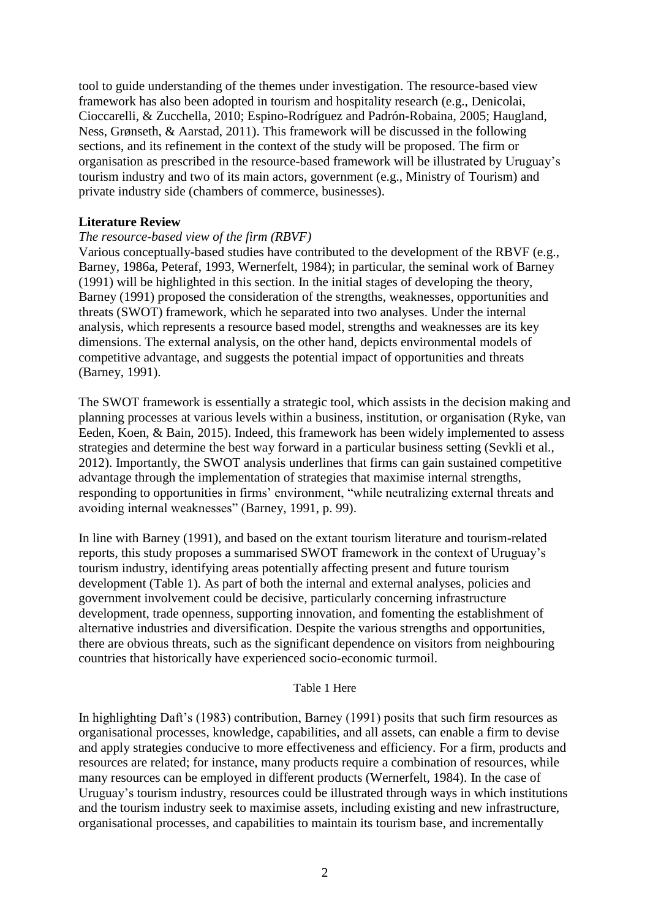tool to guide understanding of the themes under investigation. The resource-based view framework has also been adopted in tourism and hospitality research (e.g., Denicolai, Cioccarelli, & Zucchella, 2010; Espino-Rodríguez and Padrón-Robaina, 2005; Haugland, Ness, Grønseth, & Aarstad, 2011). This framework will be discussed in the following sections, and its refinement in the context of the study will be proposed. The firm or organisation as prescribed in the resource-based framework will be illustrated by Uruguay's tourism industry and two of its main actors, government (e.g., Ministry of Tourism) and private industry side (chambers of commerce, businesses).

## Literature Review

### *The resource-based view of the firm (RBVF)*

Various conceptually-based studies have contributed to the development of the RBVF (e.g., Barney, 1986a, Peteraf, 1993, Wernerfelt, 1984); in particular, the seminal work of Barney (1991) will be highlighted in this section. In the initial stages of developing the theory, Barney (1991) proposed the consideration of the strengths, weaknesses, opportunities and threats (SWOT) framework, which he separated into two analyses. Under the internal analysis, which represents a resource based model, strengths and weaknesses are its key dimensions. The external analysis, on the other hand, depicts environmental models of competitive advantage, and suggests the potential impact of opportunities and threats (Barney, 1991).

The SWOT framework is essentially a strategic tool, which assists in the decision making and planning processes at various levels within a business, institution, or organisation (Ryke, van Eeden, Koen, & Bain, 2015). Indeed, this framework has been widely implemented to assess strategies and determine the best way forward in a particular business setting (Sevkli et al., 2012). Importantly, the SWOT analysis underlines that firms can gain sustained competitive advantage through the implementation of strategies that maximise internal strengths, responding to opportunities in firms' environment, "while neutralizing external threats and avoiding internal weaknesses" (Barney, 1991, p. 99).

In line with Barney (1991), and based on the extant tourism literature and tourism-related reports, this study proposes a summarised SWOT framework in the context of Uruguay's tourism industry, identifying areas potentially affecting present and future tourism development (Table 1). As part of both the internal and external analyses, policies and government involvement could be decisive, particularly concerning infrastructure development, trade openness, supporting innovation, and fomenting the establishment of alternative industries and diversification. Despite the various strengths and opportunities, there are obvious threats, such as the significant dependence on visitors from neighbouring countries that historically have experienced socio-economic turmoil.

Table 1 Here

In highlighting Daft's (1983) contribution, Barney (1991) posits that such firm resources as organisational processes, knowledge, capabilities, and all assets, can enable a firm to devise and apply strategies conducive to more effectiveness and efficiency. For a firm, products and resources are related; for instance, many products require a combination of resources, while many resources can be employed in different products (Wernerfelt, 1984). In the case of Uruguay's tourism industry, resources could be illustrated through ways in which institutions and the tourism industry seek to maximise assets, including existing and new infrastructure, organisational processes, and capabilities to maintain its tourism base, and incrementally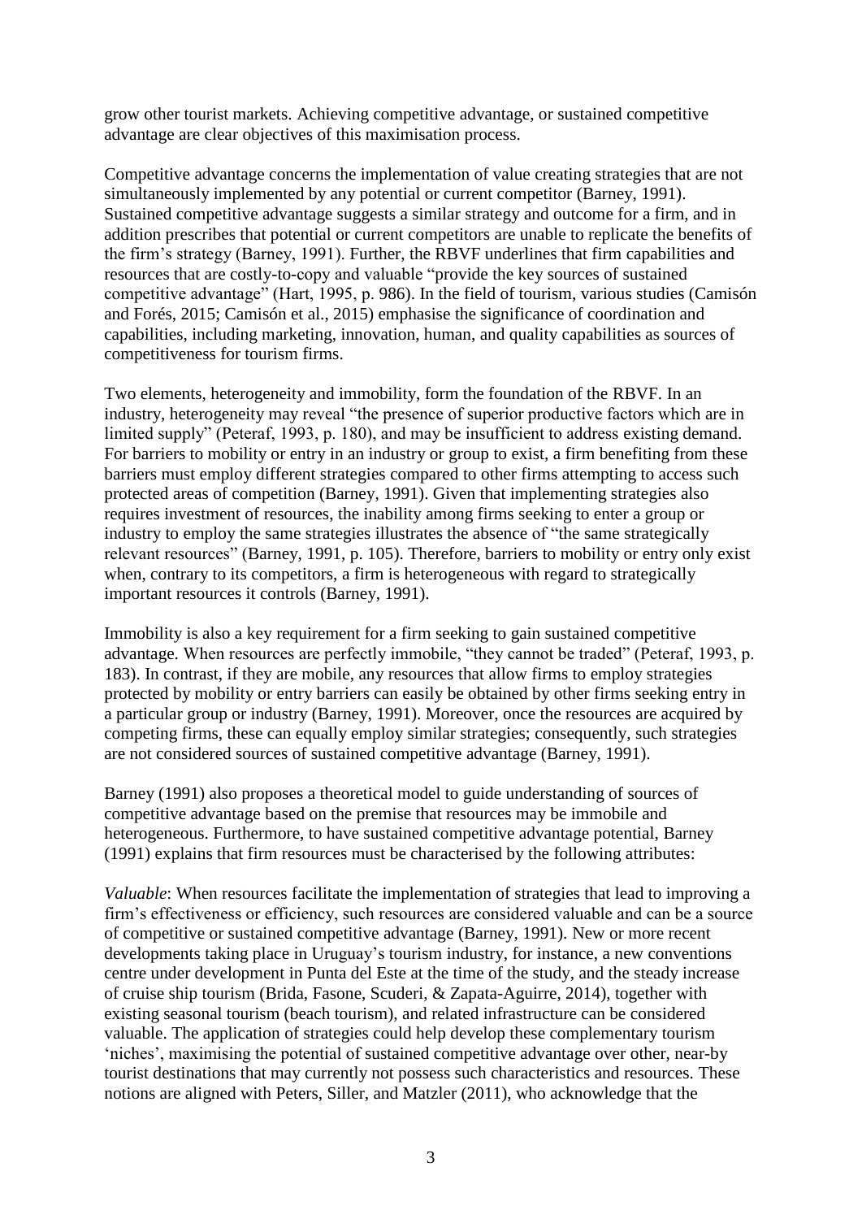grow other tourist markets. Achieving competitive advantage, or sustained competitive advantage are clear objectives of this maximisation process.

Competitive advantage concerns the implementation of value creating strategies that are not simultaneously implemented by any potential or current competitor (Barney, 1991). Sustained competitive advantage suggests a similar strategy and outcome for a firm, and in addition prescribes that potential or current competitors are unable to replicate the benefits of the firm's strategy (Barney, 1991). Further, the RBVF underlines that firm capabilities and resources that are costly-to-copy and valuable "provide the key sources of sustained competitive advantage" (Hart, 1995, p. 986). In the field of tourism, various studies (Camisón and Forés, 2015; Camisón et al., 2015) emphasise the significance of coordination and capabilities, including marketing, innovation, human, and quality capabilities as sources of competitiveness for tourism firms.

Two elements, heterogeneity and immobility, form the foundation of the RBVF. In an industry, heterogeneity may reveal "the presence of superior productive factors which are in limited supply" (Peteraf, 1993, p. 180), and may be insufficient to address existing demand. For barriers to mobility or entry in an industry or group to exist, a firm benefiting from these barriers must employ different strategies compared to other firms attempting to access such protected areas of competition (Barney, 1991). Given that implementing strategies also requires investment of resources, the inability among firms seeking to enter a group or industry to employ the same strategies illustrates the absence of "the same strategically relevant resources" (Barney, 1991, p. 105). Therefore, barriers to mobility or entry only exist when, contrary to its competitors, a firm is heterogeneous with regard to strategically important resources it controls (Barney, 1991).

Immobility is also a key requirement for a firm seeking to gain sustained competitive advantage. When resources are perfectly immobile, "they cannot be traded" (Peteraf, 1993, p. 183). In contrast, if they are mobile, any resources that allow firms to employ strategies protected by mobility or entry barriers can easily be obtained by other firms seeking entry in a particular group or industry (Barney, 1991). Moreover, once the resources are acquired by competing firms, these can equally employ similar strategies; consequently, such strategies are not considered sources of sustained competitive advantage (Barney, 1991).

Barney (1991) also proposes a theoretical model to guide understanding of sources of competitive advantage based on the premise that resources may be immobile and heterogeneous. Furthermore, to have sustained competitive advantage potential, Barney (1991) explains that firm resources must be characterised by the following attributes:

*Valuable*: When resources facilitate the implementation of strategies that lead to improving a firm's effectiveness or efficiency, such resources are considered valuable and can be a source of competitive or sustained competitive advantage (Barney, 1991). New or more recent developments taking place in Uruguay's tourism industry, for instance, a new conventions centre under development in Punta del Este at the time of the study, and the steady increase of cruise ship tourism (Brida, Fasone, Scuderi, & Zapata-Aguirre, 2014), together with existing seasonal tourism (beach tourism), and related infrastructure can be considered valuable. The application of strategies could help develop these complementary tourism 'niches', maximising the potential of sustained competitive advantage over other, near-by tourist destinations that may currently not possess such characteristics and resources. These notions are aligned with Peters, Siller, and Matzler (2011), who acknowledge that the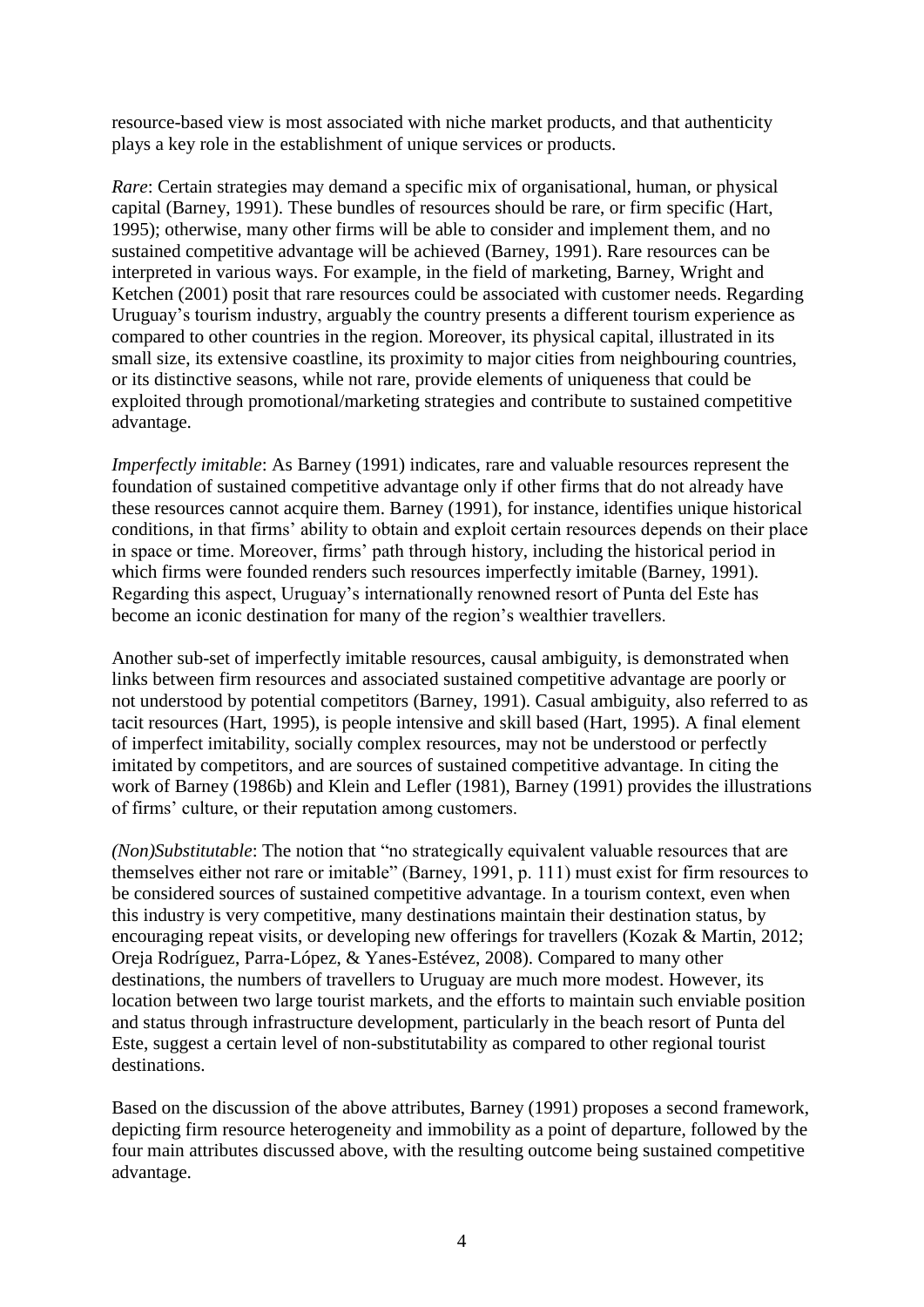resource-based view is most associated with niche market products, and that authenticity plays a key role in the establishment of unique services or products.

*Rare*: Certain strategies may demand a specific mix of organisational, human, or physical capital (Barney, 1991). These bundles of resources should be rare, or firm specific (Hart, 1995); otherwise, many other firms will be able to consider and implement them, and no sustained competitive advantage will be achieved (Barney, 1991). Rare resources can be interpreted in various ways. For example, in the field of marketing, Barney, Wright and Ketchen (2001) posit that rare resources could be associated with customer needs. Regarding Uruguay's tourism industry, arguably the country presents a different tourism experience as compared to other countries in the region. Moreover, its physical capital, illustrated in its small size, its extensive coastline, its proximity to major cities from neighbouring countries, or its distinctive seasons, while not rare, provide elements of uniqueness that could be exploited through promotional/marketing strategies and contribute to sustained competitive advantage.

*Imperfectly imitable*: As Barney (1991) indicates, rare and valuable resources represent the foundation of sustained competitive advantage only if other firms that do not already have these resources cannot acquire them. Barney (1991), for instance, identifies unique historical conditions, in that firms' ability to obtain and exploit certain resources depends on their place in space or time. Moreover, firms' path through history, including the historical period in which firms were founded renders such resources imperfectly imitable (Barney, 1991). Regarding this aspect, Uruguay's internationally renowned resort of Punta del Este has become an iconic destination for many of the region's wealthier travellers.

Another sub-set of imperfectly imitable resources, causal ambiguity, is demonstrated when links between firm resources and associated sustained competitive advantage are poorly or not understood by potential competitors (Barney, 1991). Casual ambiguity, also referred to as tacit resources (Hart, 1995), is people intensive and skill based (Hart, 1995). A final element of imperfect imitability, socially complex resources, may not be understood or perfectly imitated by competitors, and are sources of sustained competitive advantage. In citing the work of Barney (1986b) and Klein and Lefler (1981), Barney (1991) provides the illustrations of firms' culture, or their reputation among customers.

*(Non)Substitutable*: The notion that "no strategically equivalent valuable resources that are themselves either not rare or imitable" (Barney, 1991, p. 111) must exist for firm resources to be considered sources of sustained competitive advantage. In a tourism context, even when this industry is very competitive, many destinations maintain their destination status, by encouraging repeat visits, or developing new offerings for travellers (Kozak & Martin, 2012; Oreja Rodríguez, Parra-López, & Yanes-Estévez, 2008). Compared to many other destinations, the numbers of travellers to Uruguay are much more modest. However, its location between two large tourist markets, and the efforts to maintain such enviable position and status through infrastructure development, particularly in the beach resort of Punta del Este, suggest a certain level of non-substitutability as compared to other regional tourist destinations.

Based on the discussion of the above attributes, Barney (1991) proposes a second framework, depicting firm resource heterogeneity and immobility as a point of departure, followed by the four main attributes discussed above, with the resulting outcome being sustained competitive advantage.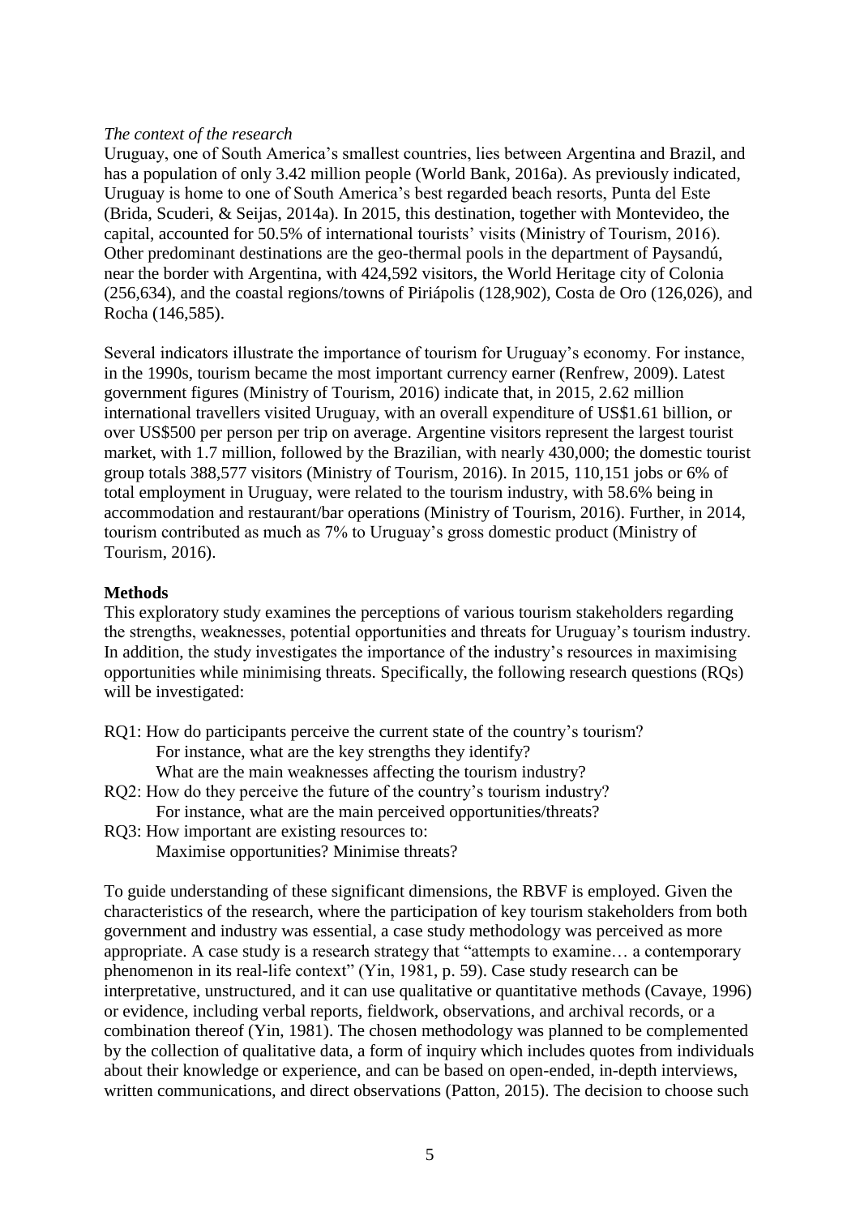*The context of the research*

Uruguay, one of South America's smallest countries, lies between Argentina and Brazil, and has a population of only 3.42 million people (World Bank, 2016a). As previously indicated, Uruguay is home to one of South America's best regarded beach resorts, Punta del Este (Brida, Scuderi, & Seijas, 2014a). In 2015, this destination, together with Montevideo, the capital, accounted for 50.5% of international tourists' visits (Ministry of Tourism, 2016). Other predominant destinations are the geo-thermal pools in the department of Paysandú, near the border with Argentina, with 424,592 visitors, the World Heritage city of Colonia (256,634), and the coastal regions/towns of Piriápolis (128,902), Costa de Oro (126,026), and Rocha (146,585).

Several indicators illustrate the importance of tourism for Uruguay's economy. For instance, in the 1990s, tourism became the most important currency earner (Renfrew, 2009). Latest government figures (Ministry of Tourism, 2016) indicate that, in 2015, 2.62 million international travellers visited Uruguay, with an overall expenditure of US$1.61 billion, or over US$500 per person per trip on average. Argentine visitors represent the largest tourist market, with 1.7 million, followed by the Brazilian, with nearly 430,000; the domestic tourist group totals 388,577 visitors (Ministry of Tourism, 2016). In 2015, 110,151 jobs or 6% of total employment in Uruguay, were related to the tourism industry, with 58.6% being in accommodation and restaurant/bar operations (Ministry of Tourism, 2016). Further, in 2014, tourism contributed as much as 7% to Uruguay's gross domestic product (Ministry of Tourism, 2016).

## Methods

This exploratory study examines the perceptions of various tourism stakeholders regarding the strengths, weaknesses, potential opportunities and threats for Uruguay's tourism industry. In addition, the study investigates the importance of the industry's resources in maximising opportunities while minimising threats. Specifically, the following research questions (RQs) will be investigated:

RQ1: How do participants perceive the current state of the country's tourism?
    For instance, what are the key strengths they identify?
    What are the main weaknesses affecting the tourism industry?
RQ2: How do they perceive the future of the country's tourism industry?
    For instance, what are the main perceived opportunities/threats?
RQ3: How important are existing resources to:
    Maximise opportunities? Minimise threats?

To guide understanding of these significant dimensions, the RBVF is employed. Given the characteristics of the research, where the participation of key tourism stakeholders from both government and industry was essential, a case study methodology was perceived as more appropriate. A case study is a research strategy that "attempts to examine… a contemporary phenomenon in its real-life context" (Yin, 1981, p. 59). Case study research can be interpretative, unstructured, and it can use qualitative or quantitative methods (Cavaye, 1996) or evidence, including verbal reports, fieldwork, observations, and archival records, or a combination thereof (Yin, 1981). The chosen methodology was planned to be complemented by the collection of qualitative data, a form of inquiry which includes quotes from individuals about their knowledge or experience, and can be based on open-ended, in-depth interviews, written communications, and direct observations (Patton, 2015). The decision to choose such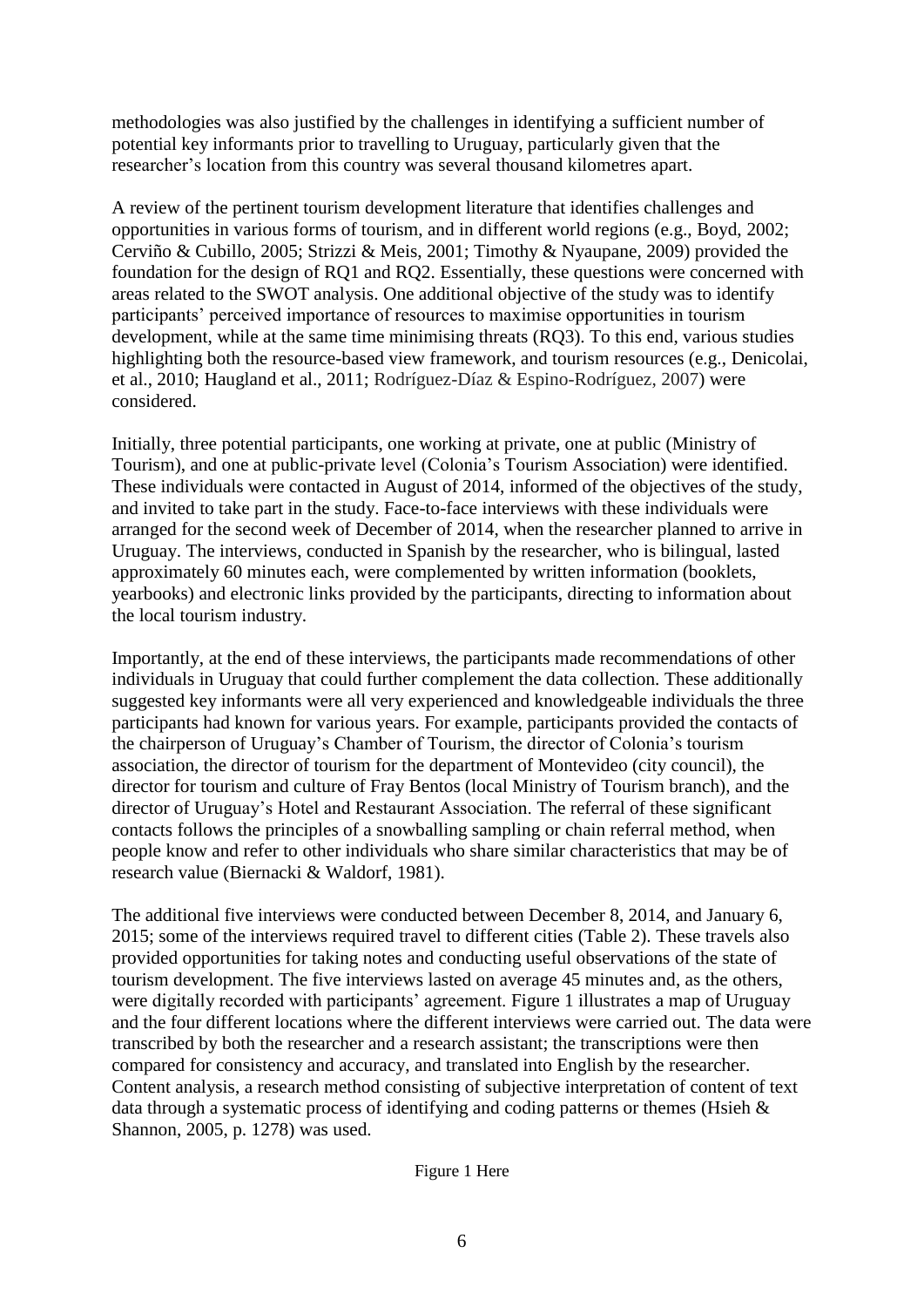methodologies was also justified by the challenges in identifying a sufficient number of potential key informants prior to travelling to Uruguay, particularly given that the researcher's location from this country was several thousand kilometres apart.

A review of the pertinent tourism development literature that identifies challenges and opportunities in various forms of tourism, and in different world regions (e.g., Boyd, 2002; Cerviño & Cubillo, 2005; Strizzi & Meis, 2001; Timothy & Nyaupane, 2009) provided the foundation for the design of RQ1 and RQ2. Essentially, these questions were concerned with areas related to the SWOT analysis. One additional objective of the study was to identify participants' perceived importance of resources to maximise opportunities in tourism development, while at the same time minimising threats (RQ3). To this end, various studies highlighting both the resource-based view framework, and tourism resources (e.g., Denicolai, et al., 2010; Haugland et al., 2011; Rodríguez-Díaz & Espino-Rodríguez, 2007) were considered.

Initially, three potential participants, one working at private, one at public (Ministry of Tourism), and one at public-private level (Colonia's Tourism Association) were identified. These individuals were contacted in August of 2014, informed of the objectives of the study, and invited to take part in the study. Face-to-face interviews with these individuals were arranged for the second week of December of 2014, when the researcher planned to arrive in Uruguay. The interviews, conducted in Spanish by the researcher, who is bilingual, lasted approximately 60 minutes each, were complemented by written information (booklets, yearbooks) and electronic links provided by the participants, directing to information about the local tourism industry.

Importantly, at the end of these interviews, the participants made recommendations of other individuals in Uruguay that could further complement the data collection. These additionally suggested key informants were all very experienced and knowledgeable individuals the three participants had known for various years. For example, participants provided the contacts of the chairperson of Uruguay's Chamber of Tourism, the director of Colonia's tourism association, the director of tourism for the department of Montevideo (city council), the director for tourism and culture of Fray Bentos (local Ministry of Tourism branch), and the director of Uruguay's Hotel and Restaurant Association. The referral of these significant contacts follows the principles of a snowballing sampling or chain referral method, when people know and refer to other individuals who share similar characteristics that may be of research value (Biernacki & Waldorf, 1981).

The additional five interviews were conducted between December 8, 2014, and January 6, 2015; some of the interviews required travel to different cities (Table 2). These travels also provided opportunities for taking notes and conducting useful observations of the state of tourism development. The five interviews lasted on average 45 minutes and, as the others, were digitally recorded with participants' agreement. Figure 1 illustrates a map of Uruguay and the four different locations where the different interviews were carried out. The data were transcribed by both the researcher and a research assistant; the transcriptions were then compared for consistency and accuracy, and translated into English by the researcher. Content analysis, a research method consisting of subjective interpretation of content of text data through a systematic process of identifying and coding patterns or themes (Hsieh & Shannon, 2005, p. 1278) was used.

Figure 1 Here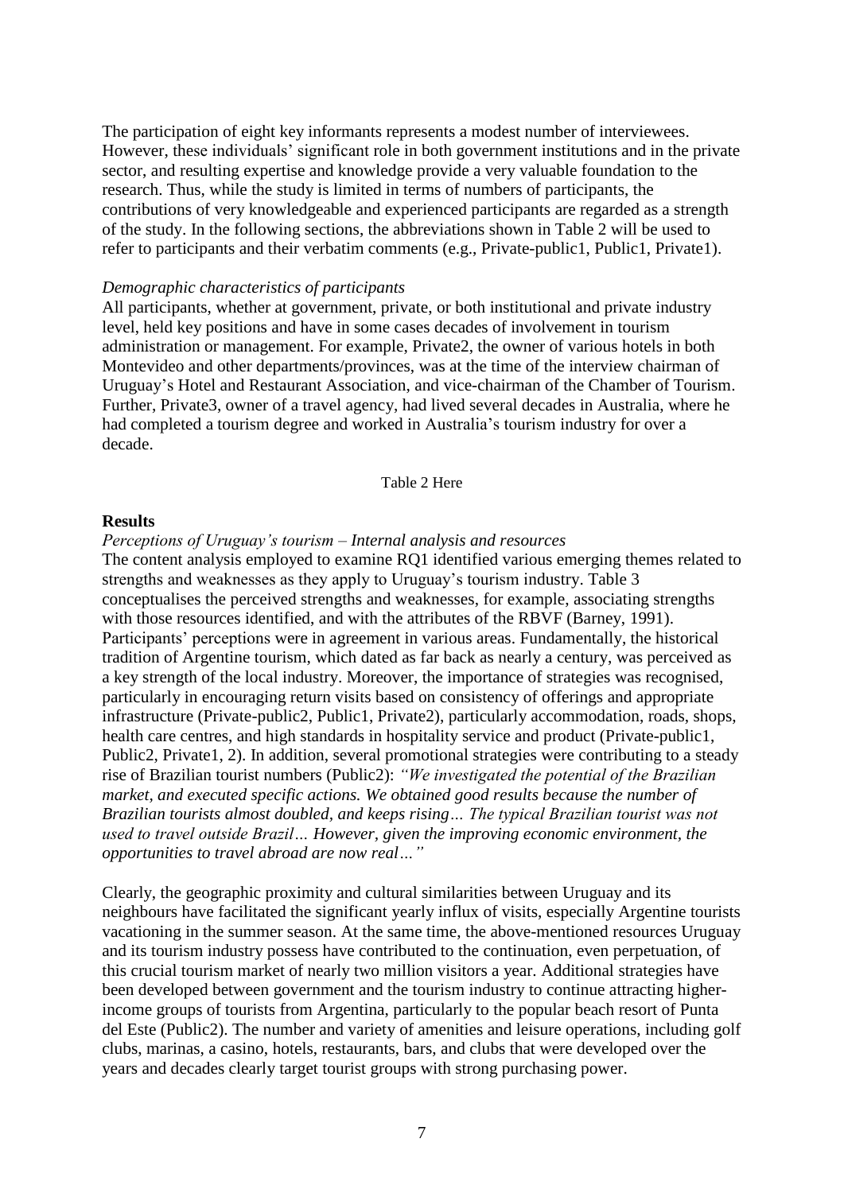The participation of eight key informants represents a modest number of interviewees. However, these individuals' significant role in both government institutions and in the private sector, and resulting expertise and knowledge provide a very valuable foundation to the research. Thus, while the study is limited in terms of numbers of participants, the contributions of very knowledgeable and experienced participants are regarded as a strength of the study. In the following sections, the abbreviations shown in Table 2 will be used to refer to participants and their verbatim comments (e.g., Private-public1, Public1, Private1).

*Demographic characteristics of participants*

All participants, whether at government, private, or both institutional and private industry level, held key positions and have in some cases decades of involvement in tourism administration or management. For example, Private2, the owner of various hotels in both Montevideo and other departments/provinces, was at the time of the interview chairman of Uruguay's Hotel and Restaurant Association, and vice-chairman of the Chamber of Tourism. Further, Private3, owner of a travel agency, had lived several decades in Australia, where he had completed a tourism degree and worked in Australia's tourism industry for over a decade.

Table 2 Here

## Results

*Perceptions of Uruguay's tourism – Internal analysis and resources*

The content analysis employed to examine RQ1 identified various emerging themes related to strengths and weaknesses as they apply to Uruguay's tourism industry. Table 3 conceptualises the perceived strengths and weaknesses, for example, associating strengths with those resources identified, and with the attributes of the RBVF (Barney, 1991). Participants' perceptions were in agreement in various areas. Fundamentally, the historical tradition of Argentine tourism, which dated as far back as nearly a century, was perceived as a key strength of the local industry. Moreover, the importance of strategies was recognised, particularly in encouraging return visits based on consistency of offerings and appropriate infrastructure (Private-public2, Public1, Private2), particularly accommodation, roads, shops, health care centres, and high standards in hospitality service and product (Private-public1, Public2, Private1, 2). In addition, several promotional strategies were contributing to a steady rise of Brazilian tourist numbers (Public2): *"We investigated the potential of the Brazilian market, and executed specific actions. We obtained good results because the number of Brazilian tourists almost doubled, and keeps rising… The typical Brazilian tourist was not used to travel outside Brazil… However, given the improving economic environment, the opportunities to travel abroad are now real…"*

Clearly, the geographic proximity and cultural similarities between Uruguay and its neighbours have facilitated the significant yearly influx of visits, especially Argentine tourists vacationing in the summer season. At the same time, the above-mentioned resources Uruguay and its tourism industry possess have contributed to the continuation, even perpetuation, of this crucial tourism market of nearly two million visitors a year. Additional strategies have been developed between government and the tourism industry to continue attracting higher-income groups of tourists from Argentina, particularly to the popular beach resort of Punta del Este (Public2). The number and variety of amenities and leisure operations, including golf clubs, marinas, a casino, hotels, restaurants, bars, and clubs that were developed over the years and decades clearly target tourist groups with strong purchasing power.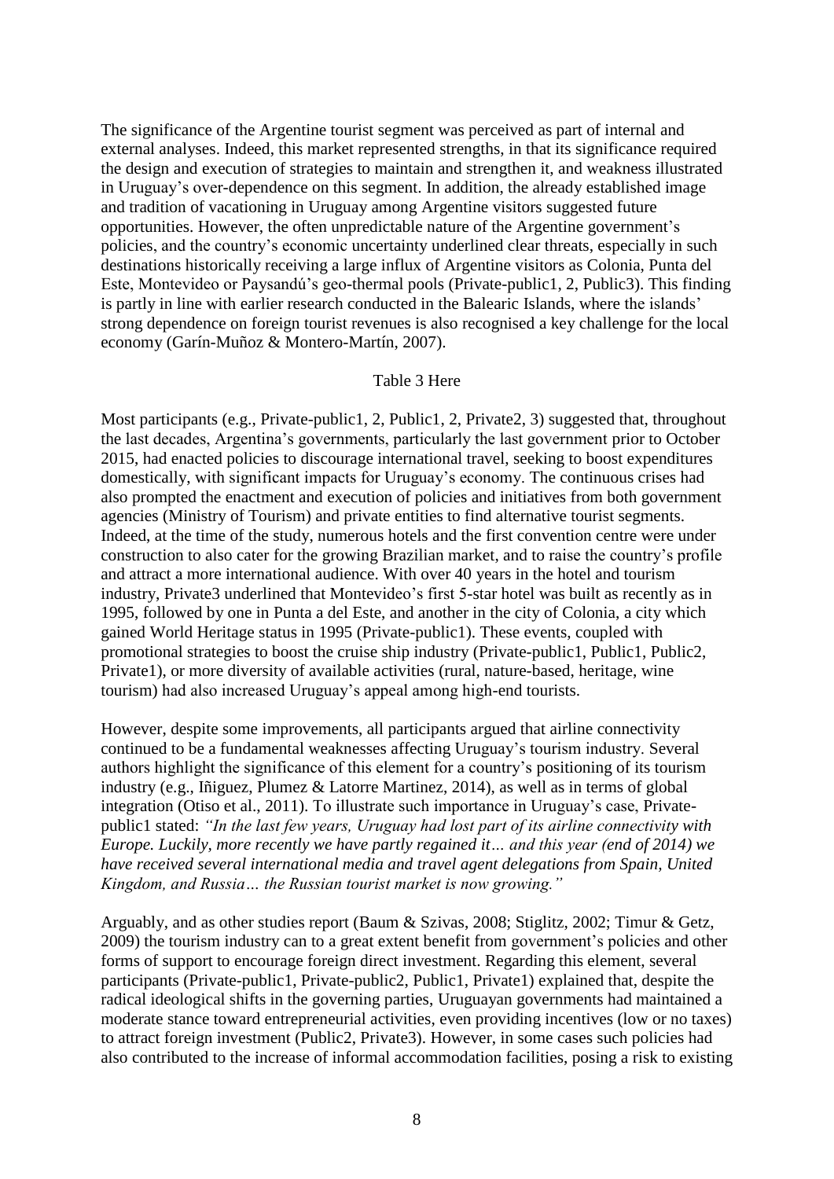The significance of the Argentine tourist segment was perceived as part of internal and external analyses. Indeed, this market represented strengths, in that its significance required the design and execution of strategies to maintain and strengthen it, and weakness illustrated in Uruguay's over-dependence on this segment. In addition, the already established image and tradition of vacationing in Uruguay among Argentine visitors suggested future opportunities. However, the often unpredictable nature of the Argentine government's policies, and the country's economic uncertainty underlined clear threats, especially in such destinations historically receiving a large influx of Argentine visitors as Colonia, Punta del Este, Montevideo or Paysandú's geo-thermal pools (Private-public1, 2, Public3). This finding is partly in line with earlier research conducted in the Balearic Islands, where the islands' strong dependence on foreign tourist revenues is also recognised a key challenge for the local economy (Garín-Muñoz & Montero-Martín, 2007).

Table 3 Here

Most participants (e.g., Private-public1, 2, Public1, 2, Private2, 3) suggested that, throughout the last decades, Argentina's governments, particularly the last government prior to October 2015, had enacted policies to discourage international travel, seeking to boost expenditures domestically, with significant impacts for Uruguay's economy. The continuous crises had also prompted the enactment and execution of policies and initiatives from both government agencies (Ministry of Tourism) and private entities to find alternative tourist segments. Indeed, at the time of the study, numerous hotels and the first convention centre were under construction to also cater for the growing Brazilian market, and to raise the country's profile and attract a more international audience. With over 40 years in the hotel and tourism industry, Private3 underlined that Montevideo's first 5-star hotel was built as recently as in 1995, followed by one in Punta a del Este, and another in the city of Colonia, a city which gained World Heritage status in 1995 (Private-public1). These events, coupled with promotional strategies to boost the cruise ship industry (Private-public1, Public1, Public2, Private1), or more diversity of available activities (rural, nature-based, heritage, wine tourism) had also increased Uruguay's appeal among high-end tourists.

However, despite some improvements, all participants argued that airline connectivity continued to be a fundamental weaknesses affecting Uruguay's tourism industry. Several authors highlight the significance of this element for a country's positioning of its tourism industry (e.g., Iñiguez, Plumez & Latorre Martinez, 2014), as well as in terms of global integration (Otiso et al., 2011). To illustrate such importance in Uruguay's case, Private-public1 stated: *"In the last few years, Uruguay had lost part of its airline connectivity with Europe. Luckily, more recently we have partly regained it… and this year (end of 2014) we have received several international media and travel agent delegations from Spain, United Kingdom, and Russia… the Russian tourist market is now growing."*

Arguably, and as other studies report (Baum & Szivas, 2008; Stiglitz, 2002; Timur & Getz, 2009) the tourism industry can to a great extent benefit from government's policies and other forms of support to encourage foreign direct investment. Regarding this element, several participants (Private-public1, Private-public2, Public1, Private1) explained that, despite the radical ideological shifts in the governing parties, Uruguayan governments had maintained a moderate stance toward entrepreneurial activities, even providing incentives (low or no taxes) to attract foreign investment (Public2, Private3). However, in some cases such policies had also contributed to the increase of informal accommodation facilities, posing a risk to existing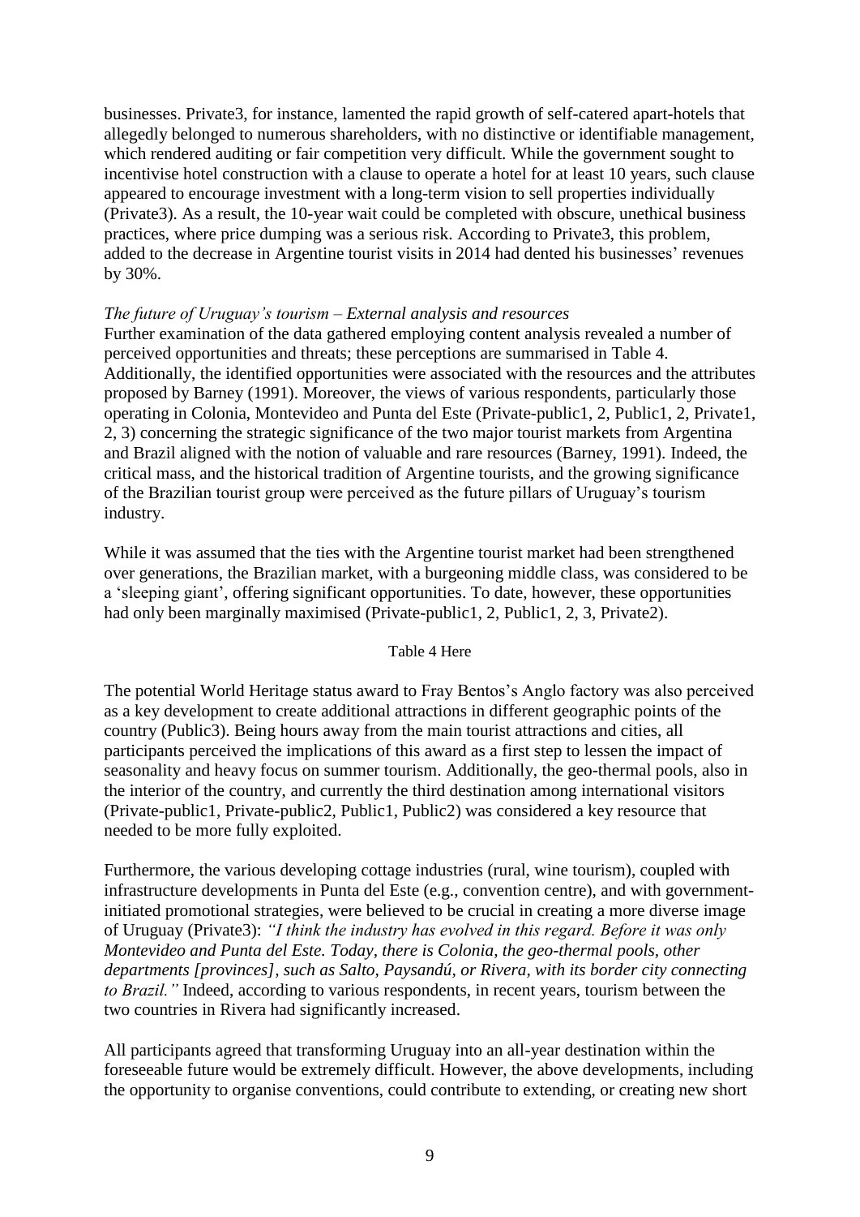businesses. Private3, for instance, lamented the rapid growth of self-catered apart-hotels that allegedly belonged to numerous shareholders, with no distinctive or identifiable management, which rendered auditing or fair competition very difficult. While the government sought to incentivise hotel construction with a clause to operate a hotel for at least 10 years, such clause appeared to encourage investment with a long-term vision to sell properties individually (Private3). As a result, the 10-year wait could be completed with obscure, unethical business practices, where price dumping was a serious risk. According to Private3, this problem, added to the decrease in Argentine tourist visits in 2014 had dented his businesses' revenues by 30%.

*The future of Uruguay's tourism – External analysis and resources*

Further examination of the data gathered employing content analysis revealed a number of perceived opportunities and threats; these perceptions are summarised in Table 4. Additionally, the identified opportunities were associated with the resources and the attributes proposed by Barney (1991). Moreover, the views of various respondents, particularly those operating in Colonia, Montevideo and Punta del Este (Private-public1, 2, Public1, 2, Private1, 2, 3) concerning the strategic significance of the two major tourist markets from Argentina and Brazil aligned with the notion of valuable and rare resources (Barney, 1991). Indeed, the critical mass, and the historical tradition of Argentine tourists, and the growing significance of the Brazilian tourist group were perceived as the future pillars of Uruguay's tourism industry.

While it was assumed that the ties with the Argentine tourist market had been strengthened over generations, the Brazilian market, with a burgeoning middle class, was considered to be a 'sleeping giant', offering significant opportunities. To date, however, these opportunities had only been marginally maximised (Private-public1, 2, Public1, 2, 3, Private2).

Table 4 Here

The potential World Heritage status award to Fray Bentos's Anglo factory was also perceived as a key development to create additional attractions in different geographic points of the country (Public3). Being hours away from the main tourist attractions and cities, all participants perceived the implications of this award as a first step to lessen the impact of seasonality and heavy focus on summer tourism. Additionally, the geo-thermal pools, also in the interior of the country, and currently the third destination among international visitors (Private-public1, Private-public2, Public1, Public2) was considered a key resource that needed to be more fully exploited.

Furthermore, the various developing cottage industries (rural, wine tourism), coupled with infrastructure developments in Punta del Este (e.g., convention centre), and with government-initiated promotional strategies, were believed to be crucial in creating a more diverse image of Uruguay (Private3): *"I think the industry has evolved in this regard. Before it was only Montevideo and Punta del Este. Today, there is Colonia, the geo-thermal pools, other departments [provinces], such as Salto, Paysandú, or Rivera, with its border city connecting to Brazil."* Indeed, according to various respondents, in recent years, tourism between the two countries in Rivera had significantly increased.

All participants agreed that transforming Uruguay into an all-year destination within the foreseeable future would be extremely difficult. However, the above developments, including the opportunity to organise conventions, could contribute to extending, or creating new short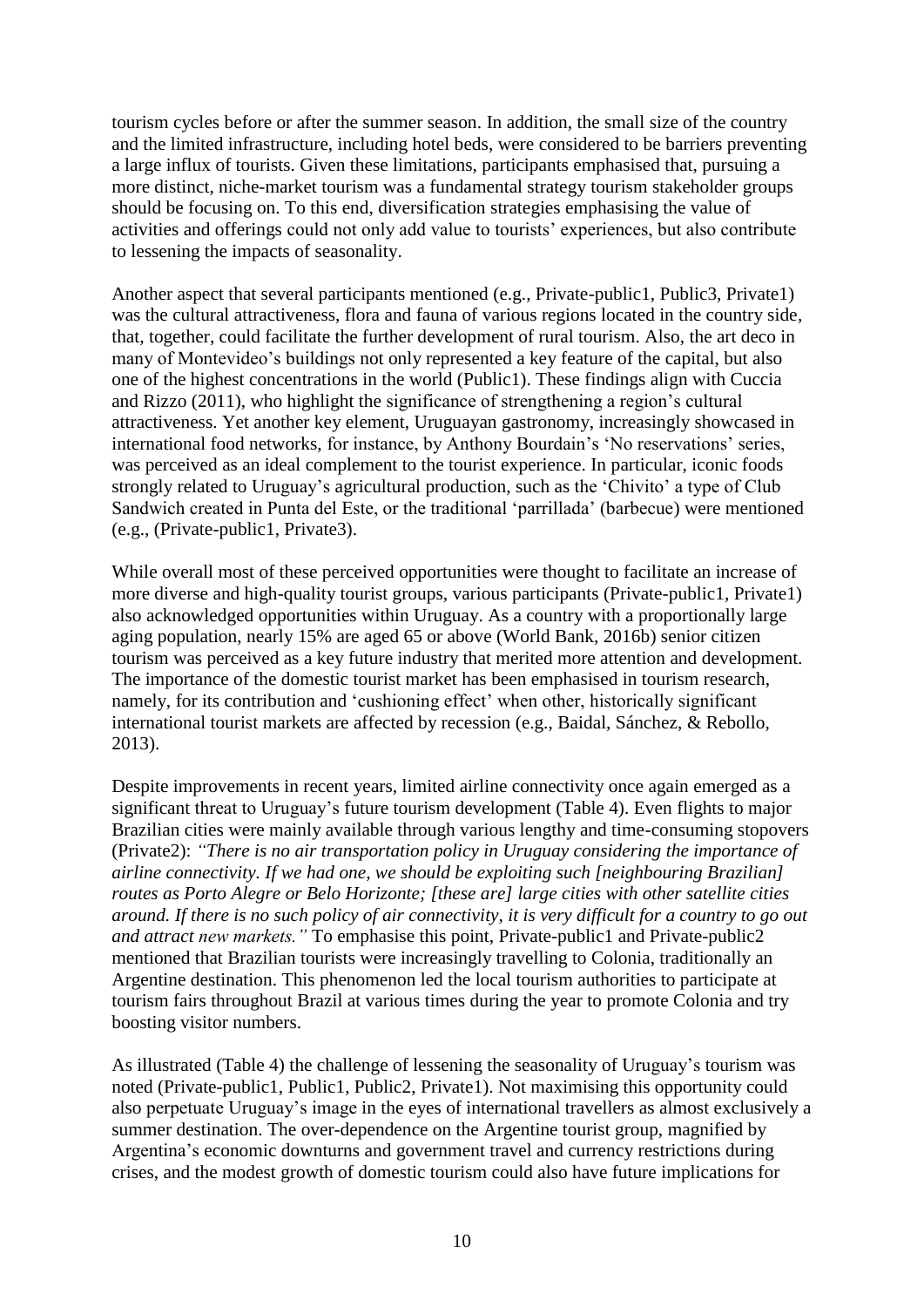tourism cycles before or after the summer season. In addition, the small size of the country and the limited infrastructure, including hotel beds, were considered to be barriers preventing a large influx of tourists. Given these limitations, participants emphasised that, pursuing a more distinct, niche-market tourism was a fundamental strategy tourism stakeholder groups should be focusing on. To this end, diversification strategies emphasising the value of activities and offerings could not only add value to tourists' experiences, but also contribute to lessening the impacts of seasonality.

Another aspect that several participants mentioned (e.g., Private-public1, Public3, Private1) was the cultural attractiveness, flora and fauna of various regions located in the country side, that, together, could facilitate the further development of rural tourism. Also, the art deco in many of Montevideo's buildings not only represented a key feature of the capital, but also one of the highest concentrations in the world (Public1). These findings align with Cuccia and Rizzo (2011), who highlight the significance of strengthening a region's cultural attractiveness. Yet another key element, Uruguayan gastronomy, increasingly showcased in international food networks, for instance, by Anthony Bourdain's 'No reservations' series, was perceived as an ideal complement to the tourist experience. In particular, iconic foods strongly related to Uruguay's agricultural production, such as the 'Chivito' a type of Club Sandwich created in Punta del Este, or the traditional 'parrillada' (barbecue) were mentioned (e.g., (Private-public1, Private3).

While overall most of these perceived opportunities were thought to facilitate an increase of more diverse and high-quality tourist groups, various participants (Private-public1, Private1) also acknowledged opportunities within Uruguay. As a country with a proportionally large aging population, nearly 15% are aged 65 or above (World Bank, 2016b) senior citizen tourism was perceived as a key future industry that merited more attention and development. The importance of the domestic tourist market has been emphasised in tourism research, namely, for its contribution and 'cushioning effect' when other, historically significant international tourist markets are affected by recession (e.g., Baidal, Sánchez, & Rebollo, 2013).

Despite improvements in recent years, limited airline connectivity once again emerged as a significant threat to Uruguay's future tourism development (Table 4). Even flights to major Brazilian cities were mainly available through various lengthy and time-consuming stopovers (Private2): *"There is no air transportation policy in Uruguay considering the importance of airline connectivity. If we had one, we should be exploiting such [neighbouring Brazilian] routes as Porto Alegre or Belo Horizonte; [these are] large cities with other satellite cities around. If there is no such policy of air connectivity, it is very difficult for a country to go out and attract new markets."* To emphasise this point, Private-public1 and Private-public2 mentioned that Brazilian tourists were increasingly travelling to Colonia, traditionally an Argentine destination. This phenomenon led the local tourism authorities to participate at tourism fairs throughout Brazil at various times during the year to promote Colonia and try boosting visitor numbers.

As illustrated (Table 4) the challenge of lessening the seasonality of Uruguay's tourism was noted (Private-public1, Public1, Public2, Private1). Not maximising this opportunity could also perpetuate Uruguay's image in the eyes of international travellers as almost exclusively a summer destination. The over-dependence on the Argentine tourist group, magnified by Argentina's economic downturns and government travel and currency restrictions during crises, and the modest growth of domestic tourism could also have future implications for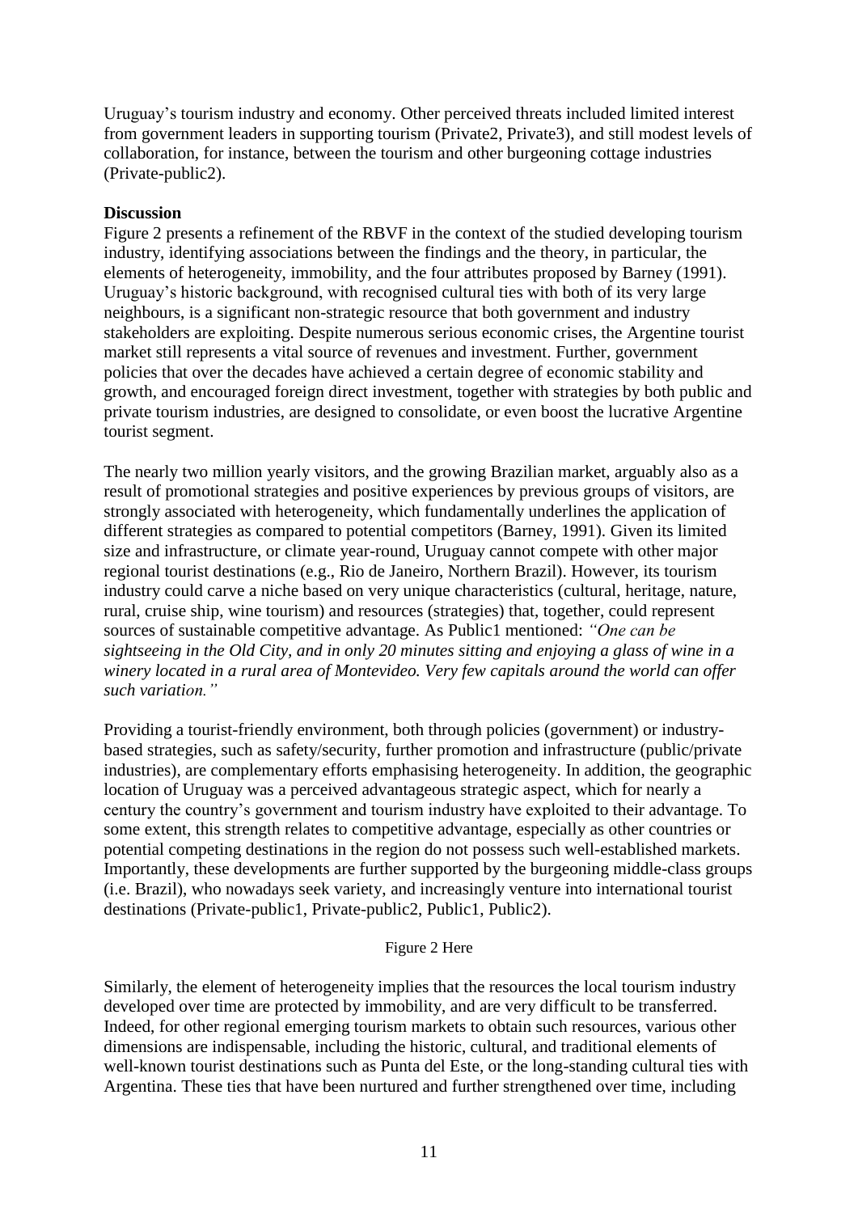Uruguay's tourism industry and economy. Other perceived threats included limited interest from government leaders in supporting tourism (Private2, Private3), and still modest levels of collaboration, for instance, between the tourism and other burgeoning cottage industries (Private-public2).

**Discussion**

Figure 2 presents a refinement of the RBVF in the context of the studied developing tourism industry, identifying associations between the findings and the theory, in particular, the elements of heterogeneity, immobility, and the four attributes proposed by Barney (1991). Uruguay's historic background, with recognised cultural ties with both of its very large neighbours, is a significant non-strategic resource that both government and industry stakeholders are exploiting. Despite numerous serious economic crises, the Argentine tourist market still represents a vital source of revenues and investment. Further, government policies that over the decades have achieved a certain degree of economic stability and growth, and encouraged foreign direct investment, together with strategies by both public and private tourism industries, are designed to consolidate, or even boost the lucrative Argentine tourist segment.

The nearly two million yearly visitors, and the growing Brazilian market, arguably also as a result of promotional strategies and positive experiences by previous groups of visitors, are strongly associated with heterogeneity, which fundamentally underlines the application of different strategies as compared to potential competitors (Barney, 1991). Given its limited size and infrastructure, or climate year-round, Uruguay cannot compete with other major regional tourist destinations (e.g., Rio de Janeiro, Northern Brazil). However, its tourism industry could carve a niche based on very unique characteristics (cultural, heritage, nature, rural, cruise ship, wine tourism) and resources (strategies) that, together, could represent sources of sustainable competitive advantage. As Public1 mentioned: *"One can be sightseeing in the Old City, and in only 20 minutes sitting and enjoying a glass of wine in a winery located in a rural area of Montevideo. Very few capitals around the world can offer such variation."*

Providing a tourist-friendly environment, both through policies (government) or industry-based strategies, such as safety/security, further promotion and infrastructure (public/private industries), are complementary efforts emphasising heterogeneity. In addition, the geographic location of Uruguay was a perceived advantageous strategic aspect, which for nearly a century the country's government and tourism industry have exploited to their advantage. To some extent, this strength relates to competitive advantage, especially as other countries or potential competing destinations in the region do not possess such well-established markets. Importantly, these developments are further supported by the burgeoning middle-class groups (i.e. Brazil), who nowadays seek variety, and increasingly venture into international tourist destinations (Private-public1, Private-public2, Public1, Public2).

Figure 2 Here

Similarly, the element of heterogeneity implies that the resources the local tourism industry developed over time are protected by immobility, and are very difficult to be transferred. Indeed, for other regional emerging tourism markets to obtain such resources, various other dimensions are indispensable, including the historic, cultural, and traditional elements of well-known tourist destinations such as Punta del Este, or the long-standing cultural ties with Argentina. These ties that have been nurtured and further strengthened over time, including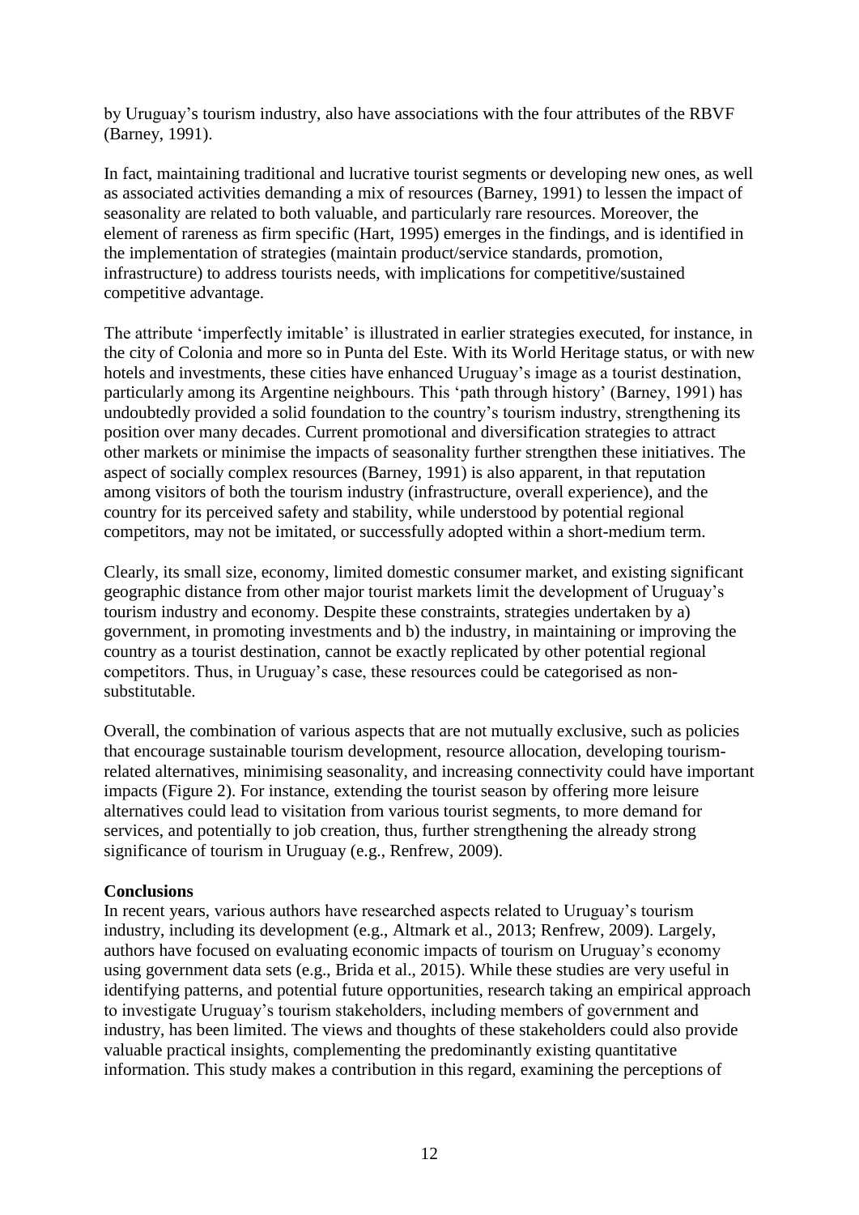by Uruguay's tourism industry, also have associations with the four attributes of the RBVF (Barney, 1991).

In fact, maintaining traditional and lucrative tourist segments or developing new ones, as well as associated activities demanding a mix of resources (Barney, 1991) to lessen the impact of seasonality are related to both valuable, and particularly rare resources. Moreover, the element of rareness as firm specific (Hart, 1995) emerges in the findings, and is identified in the implementation of strategies (maintain product/service standards, promotion, infrastructure) to address tourists needs, with implications for competitive/sustained competitive advantage.

The attribute 'imperfectly imitable' is illustrated in earlier strategies executed, for instance, in the city of Colonia and more so in Punta del Este. With its World Heritage status, or with new hotels and investments, these cities have enhanced Uruguay's image as a tourist destination, particularly among its Argentine neighbours. This 'path through history' (Barney, 1991) has undoubtedly provided a solid foundation to the country's tourism industry, strengthening its position over many decades. Current promotional and diversification strategies to attract other markets or minimise the impacts of seasonality further strengthen these initiatives. The aspect of socially complex resources (Barney, 1991) is also apparent, in that reputation among visitors of both the tourism industry (infrastructure, overall experience), and the country for its perceived safety and stability, while understood by potential regional competitors, may not be imitated, or successfully adopted within a short-medium term.

Clearly, its small size, economy, limited domestic consumer market, and existing significant geographic distance from other major tourist markets limit the development of Uruguay's tourism industry and economy. Despite these constraints, strategies undertaken by a) government, in promoting investments and b) the industry, in maintaining or improving the country as a tourist destination, cannot be exactly replicated by other potential regional competitors. Thus, in Uruguay's case, these resources could be categorised as non-substitutable.

Overall, the combination of various aspects that are not mutually exclusive, such as policies that encourage sustainable tourism development, resource allocation, developing tourism-related alternatives, minimising seasonality, and increasing connectivity could have important impacts (Figure 2). For instance, extending the tourist season by offering more leisure alternatives could lead to visitation from various tourist segments, to more demand for services, and potentially to job creation, thus, further strengthening the already strong significance of tourism in Uruguay (e.g., Renfrew, 2009).

## Conclusions

In recent years, various authors have researched aspects related to Uruguay's tourism industry, including its development (e.g., Altmark et al., 2013; Renfrew, 2009). Largely, authors have focused on evaluating economic impacts of tourism on Uruguay's economy using government data sets (e.g., Brida et al., 2015). While these studies are very useful in identifying patterns, and potential future opportunities, research taking an empirical approach to investigate Uruguay's tourism stakeholders, including members of government and industry, has been limited. The views and thoughts of these stakeholders could also provide valuable practical insights, complementing the predominantly existing quantitative information. This study makes a contribution in this regard, examining the perceptions of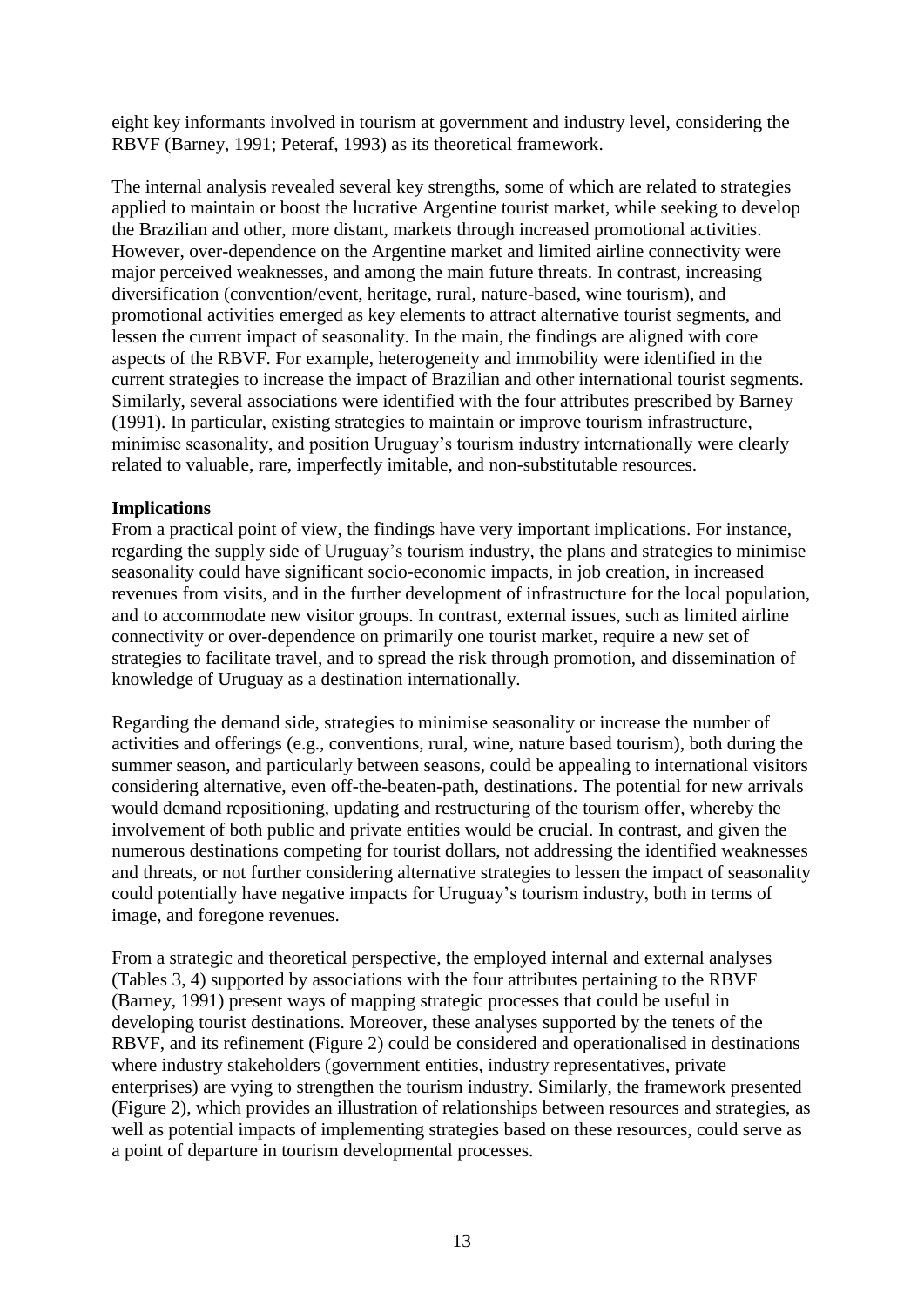eight key informants involved in tourism at government and industry level, considering the RBVF (Barney, 1991; Peteraf, 1993) as its theoretical framework.

The internal analysis revealed several key strengths, some of which are related to strategies applied to maintain or boost the lucrative Argentine tourist market, while seeking to develop the Brazilian and other, more distant, markets through increased promotional activities. However, over-dependence on the Argentine market and limited airline connectivity were major perceived weaknesses, and among the main future threats. In contrast, increasing diversification (convention/event, heritage, rural, nature-based, wine tourism), and promotional activities emerged as key elements to attract alternative tourist segments, and lessen the current impact of seasonality. In the main, the findings are aligned with core aspects of the RBVF. For example, heterogeneity and immobility were identified in the current strategies to increase the impact of Brazilian and other international tourist segments. Similarly, several associations were identified with the four attributes prescribed by Barney (1991). In particular, existing strategies to maintain or improve tourism infrastructure, minimise seasonality, and position Uruguay's tourism industry internationally were clearly related to valuable, rare, imperfectly imitable, and non-substitutable resources.

**Implications**

From a practical point of view, the findings have very important implications. For instance, regarding the supply side of Uruguay's tourism industry, the plans and strategies to minimise seasonality could have significant socio-economic impacts, in job creation, in increased revenues from visits, and in the further development of infrastructure for the local population, and to accommodate new visitor groups. In contrast, external issues, such as limited airline connectivity or over-dependence on primarily one tourist market, require a new set of strategies to facilitate travel, and to spread the risk through promotion, and dissemination of knowledge of Uruguay as a destination internationally.

Regarding the demand side, strategies to minimise seasonality or increase the number of activities and offerings (e.g., conventions, rural, wine, nature based tourism), both during the summer season, and particularly between seasons, could be appealing to international visitors considering alternative, even off-the-beaten-path, destinations. The potential for new arrivals would demand repositioning, updating and restructuring of the tourism offer, whereby the involvement of both public and private entities would be crucial. In contrast, and given the numerous destinations competing for tourist dollars, not addressing the identified weaknesses and threats, or not further considering alternative strategies to lessen the impact of seasonality could potentially have negative impacts for Uruguay's tourism industry, both in terms of image, and foregone revenues.

From a strategic and theoretical perspective, the employed internal and external analyses (Tables 3, 4) supported by associations with the four attributes pertaining to the RBVF (Barney, 1991) present ways of mapping strategic processes that could be useful in developing tourist destinations. Moreover, these analyses supported by the tenets of the RBVF, and its refinement (Figure 2) could be considered and operationalised in destinations where industry stakeholders (government entities, industry representatives, private enterprises) are vying to strengthen the tourism industry. Similarly, the framework presented (Figure 2), which provides an illustration of relationships between resources and strategies, as well as potential impacts of implementing strategies based on these resources, could serve as a point of departure in tourism developmental processes.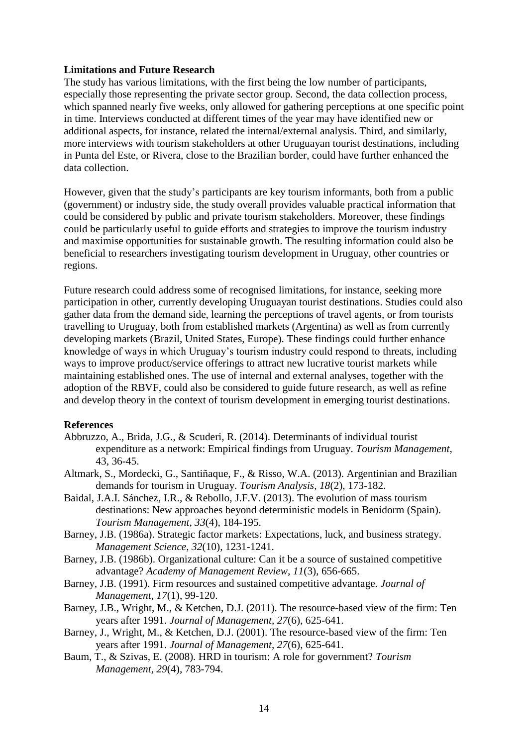**Limitations and Future Research**

The study has various limitations, with the first being the low number of participants, especially those representing the private sector group. Second, the data collection process, which spanned nearly five weeks, only allowed for gathering perceptions at one specific point in time. Interviews conducted at different times of the year may have identified new or additional aspects, for instance, related the internal/external analysis. Third, and similarly, more interviews with tourism stakeholders at other Uruguayan tourist destinations, including in Punta del Este, or Rivera, close to the Brazilian border, could have further enhanced the data collection.

However, given that the study's participants are key tourism informants, both from a public (government) or industry side, the study overall provides valuable practical information that could be considered by public and private tourism stakeholders. Moreover, these findings could be particularly useful to guide efforts and strategies to improve the tourism industry and maximise opportunities for sustainable growth. The resulting information could also be beneficial to researchers investigating tourism development in Uruguay, other countries or regions.

Future research could address some of recognised limitations, for instance, seeking more participation in other, currently developing Uruguayan tourist destinations. Studies could also gather data from the demand side, learning the perceptions of travel agents, or from tourists travelling to Uruguay, both from established markets (Argentina) as well as from currently developing markets (Brazil, United States, Europe). These findings could further enhance knowledge of ways in which Uruguay's tourism industry could respond to threats, including ways to improve product/service offerings to attract new lucrative tourist markets while maintaining established ones. The use of internal and external analyses, together with the adoption of the RBVF, could also be considered to guide future research, as well as refine and develop theory in the context of tourism development in emerging tourist destinations.

**References**

Abbruzzo, A., Brida, J.G., & Scuderi, R. (2014). Determinants of individual tourist expenditure as a network: Empirical findings from Uruguay. *Tourism Management*, 43, 36-45.

Altmark, S., Mordecki, G., Santiñaque, F., & Risso, W.A. (2013). Argentinian and Brazilian demands for tourism in Uruguay. *Tourism Analysis, 18*(2), 173-182.

Baidal, J.A.I. Sánchez, I.R., & Rebollo, J.F.V. (2013). The evolution of mass tourism destinations: New approaches beyond deterministic models in Benidorm (Spain). *Tourism Management, 33*(4), 184-195.

Barney, J.B. (1986a). Strategic factor markets: Expectations, luck, and business strategy. *Management Science, 32*(10), 1231-1241.

Barney, J.B. (1986b). Organizational culture: Can it be a source of sustained competitive advantage? *Academy of Management Review, 11*(3), 656-665.

Barney, J.B. (1991). Firm resources and sustained competitive advantage. *Journal of Management, 17*(1), 99-120.

Barney, J.B., Wright, M., & Ketchen, D.J. (2011). The resource-based view of the firm: Ten years after 1991. *Journal of Management, 27*(6), 625-641.

Barney, J., Wright, M., & Ketchen, D.J. (2001). The resource-based view of the firm: Ten years after 1991. *Journal of Management, 27*(6), 625-641.

Baum, T., & Szivas, E. (2008). HRD in tourism: A role for government? *Tourism Management, 29*(4), 783-794.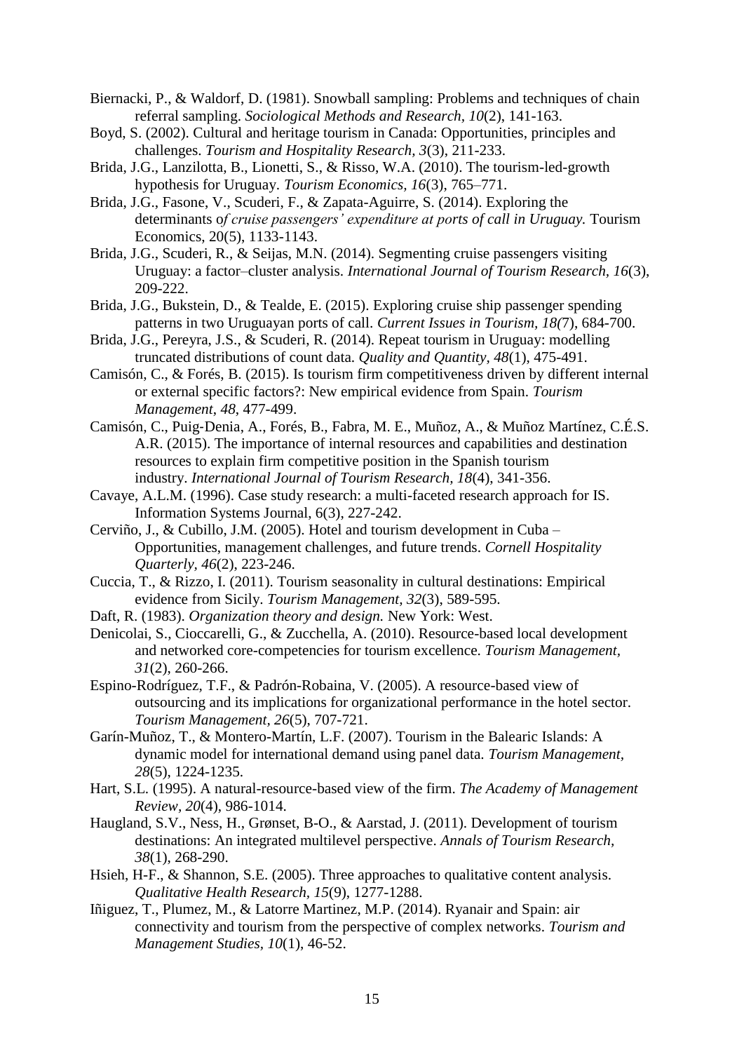Biernacki, P., & Waldorf, D. (1981). Snowball sampling: Problems and techniques of chain referral sampling. *Sociological Methods and Research, 10*(2), 141-163.

Boyd, S. (2002). Cultural and heritage tourism in Canada: Opportunities, principles and challenges. *Tourism and Hospitality Research, 3*(3), 211-233.

Brida, J.G., Lanzilotta, B., Lionetti, S., & Risso, W.A. (2010). The tourism-led-growth hypothesis for Uruguay. *Tourism Economics, 16*(3), 765–771.

Brida, J.G., Fasone, V., Scuderi, F., & Zapata-Aguirre, S. (2014). Exploring the determinants o*f cruise passengers' expenditure at ports of call in Uruguay.* Tourism Economics, 20(5), 1133-1143.

Brida, J.G., Scuderi, R., & Seijas, M.N. (2014). Segmenting cruise passengers visiting Uruguay: a factor–cluster analysis. *International Journal of Tourism Research, 16*(3), 209-222.

Brida, J.G., Bukstein, D., & Tealde, E. (2015). Exploring cruise ship passenger spending patterns in two Uruguayan ports of call. *Current Issues in Tourism, 18(*7), 684-700.

Brida, J.G., Pereyra, J.S., & Scuderi, R. (2014). Repeat tourism in Uruguay: modelling truncated distributions of count data. *Quality and Quantity, 48*(1), 475-491.

Camisón, C., & Forés, B. (2015). Is tourism firm competitiveness driven by different internal or external specific factors?: New empirical evidence from Spain. *Tourism Management, 48*, 477-499.

Camisón, C., Puig-Denia, A., Forés, B., Fabra, M. E., Muñoz, A., & Muñoz Martínez, C.É.S. A.R. (2015). The importance of internal resources and capabilities and destination resources to explain firm competitive position in the Spanish tourism industry. *International Journal of Tourism Research, 18*(4), 341-356.

Cavaye, A.L.M. (1996). Case study research: a multi-faceted research approach for IS. Information Systems Journal, 6(3), 227-242.

Cerviño, J., & Cubillo, J.M. (2005). Hotel and tourism development in Cuba – Opportunities, management challenges, and future trends. *Cornell Hospitality Quarterly, 46*(2), 223-246.

Cuccia, T., & Rizzo, I. (2011). Tourism seasonality in cultural destinations: Empirical evidence from Sicily. *Tourism Management, 32*(3), 589-595.

Daft, R. (1983). *Organization theory and design.* New York: West.

Denicolai, S., Cioccarelli, G., & Zucchella, A. (2010). Resource-based local development and networked core-competencies for tourism excellence. *Tourism Management, 31*(2), 260-266.

Espino-Rodríguez, T.F., & Padrón-Robaina, V. (2005). A resource-based view of outsourcing and its implications for organizational performance in the hotel sector. *Tourism Management, 26*(5), 707-721.

Garín-Muñoz, T., & Montero-Martín, L.F. (2007). Tourism in the Balearic Islands: A dynamic model for international demand using panel data. *Tourism Management, 28*(5), 1224-1235.

Hart, S.L. (1995). A natural-resource-based view of the firm. *The Academy of Management Review, 20*(4), 986-1014.

Haugland, S.V., Ness, H., Grønset, B-O., & Aarstad, J. (2011). Development of tourism destinations: An integrated multilevel perspective. *Annals of Tourism Research, 38*(1), 268-290.

Hsieh, H-F., & Shannon, S.E. (2005). Three approaches to qualitative content analysis. *Qualitative Health Research, 15*(9), 1277-1288.

Iñiguez, T., Plumez, M., & Latorre Martinez, M.P. (2014). Ryanair and Spain: air connectivity and tourism from the perspective of complex networks. *Tourism and Management Studies, 10*(1), 46-52.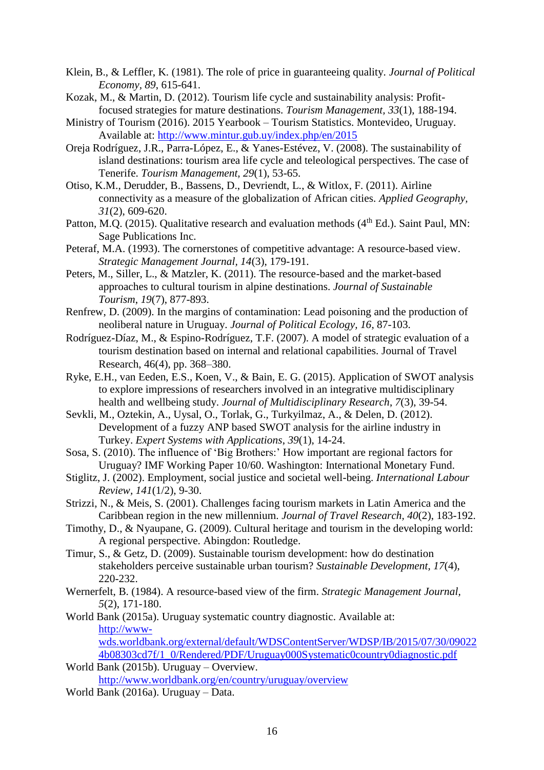Klein, B., & Leffler, K. (1981). The role of price in guaranteeing quality. *Journal of Political Economy, 89*, 615-641.

Kozak, M., & Martin, D. (2012). Tourism life cycle and sustainability analysis: Profit-focused strategies for mature destinations. *Tourism Management, 33*(1), 188-194.

Ministry of Tourism (2016). 2015 Yearbook – Tourism Statistics. Montevideo, Uruguay. Available at: http://www.mintur.gub.uy/index.php/en/2015

Oreja Rodríguez, J.R., Parra-López, E., & Yanes-Estévez, V. (2008). The sustainability of island destinations: tourism area life cycle and teleological perspectives. The case of Tenerife. *Tourism Management, 29*(1), 53-65.

Otiso, K.M., Derudder, B., Bassens, D., Devriendt, L., & Witlox, F. (2011). Airline connectivity as a measure of the globalization of African cities. *Applied Geography, 31*(2), 609-620.

Patton, M.Q. (2015). Qualitative research and evaluation methods (4th Ed.). Saint Paul, MN: Sage Publications Inc.

Peteraf, M.A. (1993). The cornerstones of competitive advantage: A resource-based view. *Strategic Management Journal, 14*(3), 179-191.

Peters, M., Siller, L., & Matzler, K. (2011). The resource-based and the market-based approaches to cultural tourism in alpine destinations. *Journal of Sustainable Tourism, 19*(7), 877-893.

Renfrew, D. (2009). In the margins of contamination: Lead poisoning and the production of neoliberal nature in Uruguay. *Journal of Political Ecology, 16*, 87-103.

Rodríguez-Díaz, M., & Espino-Rodríguez, T.F. (2007). A model of strategic evaluation of a tourism destination based on internal and relational capabilities. Journal of Travel Research, 46(4), pp. 368–380.

Ryke, E.H., van Eeden, E.S., Koen, V., & Bain, E. G. (2015). Application of SWOT analysis to explore impressions of researchers involved in an integrative multidisciplinary health and wellbeing study. *Journal of Multidisciplinary Research, 7*(3), 39-54.

Sevkli, M., Oztekin, A., Uysal, O., Torlak, G., Turkyilmaz, A., & Delen, D. (2012). Development of a fuzzy ANP based SWOT analysis for the airline industry in Turkey. *Expert Systems with Applications, 39*(1), 14-24.

Sosa, S. (2010). The influence of 'Big Brothers:' How important are regional factors for Uruguay? IMF Working Paper 10/60. Washington: International Monetary Fund.

Stiglitz, J. (2002). Employment, social justice and societal well-being. *International Labour Review, 141*(1/2), 9-30.

Strizzi, N., & Meis, S. (2001). Challenges facing tourism markets in Latin America and the Caribbean region in the new millennium. *Journal of Travel Research, 40*(2), 183-192.

Timothy, D., & Nyaupane, G. (2009). Cultural heritage and tourism in the developing world: A regional perspective. Abingdon: Routledge.

Timur, S., & Getz, D. (2009). Sustainable tourism development: how do destination stakeholders perceive sustainable urban tourism? *Sustainable Development, 17*(4), 220-232.

Wernerfelt, B. (1984). A resource-based view of the firm. *Strategic Management Journal, 5*(2), 171-180.

World Bank (2015a). Uruguay systematic country diagnostic. Available at: http://www-wds.worldbank.org/external/default/WDSContentServer/WDSP/IB/2015/07/30/090224b08303cd7f/1_0/Rendered/PDF/Uruguay000Systematic0country0diagnostic.pdf

World Bank (2015b). Uruguay – Overview. http://www.worldbank.org/en/country/uruguay/overview

World Bank (2016a). Uruguay – Data.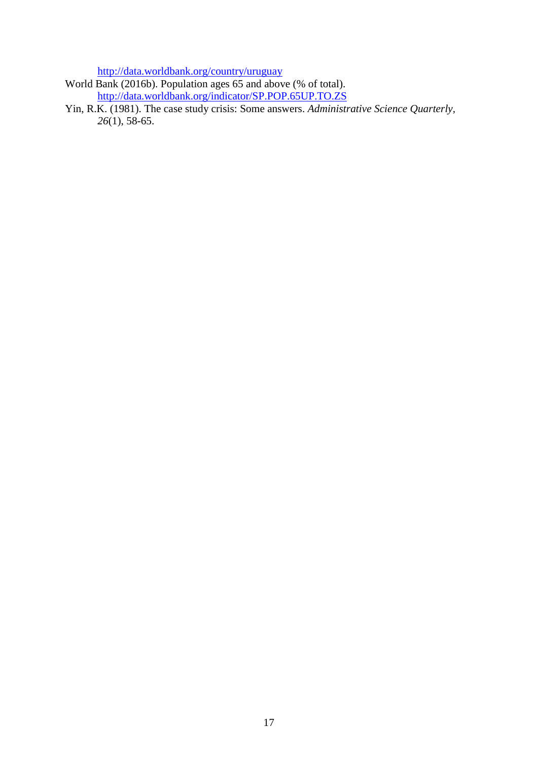http://data.worldbank.org/country/uruguay

World Bank (2016b). Population ages 65 and above (% of total). http://data.worldbank.org/indicator/SP.POP.65UP.TO.ZS

Yin, R.K. (1981). The case study crisis: Some answers. *Administrative Science Quarterly*, *26*(1), 58-65.